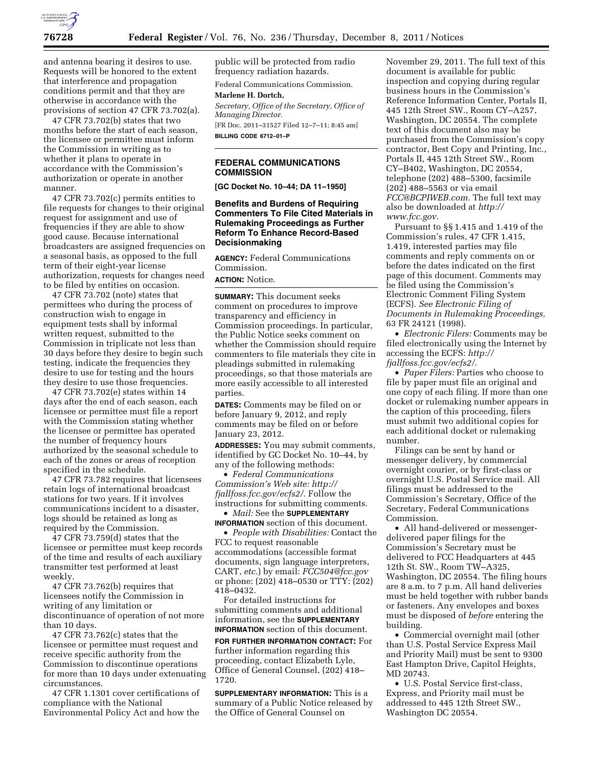and antenna bearing it desires to use. Requests will be honored to the extent that interference and propagation conditions permit and that they are otherwise in accordance with the provisions of section 47 CFR 73.702(a).

47 CFR 73.702(b) states that two months before the start of each season, the licensee or permittee must inform the Commission in writing as to whether it plans to operate in accordance with the Commission's authorization or operate in another manner.

47 CFR 73.702(c) permits entities to file requests for changes to their original request for assignment and use of frequencies if they are able to show good cause. Because international broadcasters are assigned frequencies on a seasonal basis, as opposed to the full term of their eight-year license authorization, requests for changes need to be filed by entities on occasion.

47 CFR 73.702 (note) states that permittees who during the process of construction wish to engage in equipment tests shall by informal written request, submitted to the Commission in triplicate not less than 30 days before they desire to begin such testing, indicate the frequencies they desire to use for testing and the hours they desire to use those frequencies.

47 CFR 73.702(e) states within 14 days after the end of each season, each licensee or permittee must file a report with the Commission stating whether the licensee or permittee has operated the number of frequency hours authorized by the seasonal schedule to each of the zones or areas of reception specified in the schedule.

47 CFR 73.782 requires that licensees retain logs of international broadcast stations for two years. If it involves communications incident to a disaster, logs should be retained as long as required by the Commission.

47 CFR 73.759(d) states that the licensee or permittee must keep records of the time and results of each auxiliary transmitter test performed at least weekly.

47 CFR 73.762(b) requires that licensees notify the Commission in writing of any limitation or discontinuance of operation of not more than 10 days.

47 CFR 73.762(c) states that the licensee or permittee must request and receive specific authority from the Commission to discontinue operations for more than 10 days under extenuating circumstances.

47 CFR 1.1301 cover certifications of compliance with the National Environmental Policy Act and how the public will be protected from radio frequency radiation hazards.

Federal Communications Commission.

**Marlene H. Dortch,**

*Secretary, Office of the Secretary, Office of Managing Director.*

[FR Doc. 2011–31527 Filed 12–7–11; 8:45 am]

**BILLING CODE 6712–01–P**

---

## FEDERAL COMMUNICATIONS COMMISSION

**[GC Docket No. 10–44; DA 11–1950]**

### Benefits and Burdens of Requiring Commenters To File Cited Materials in Rulemaking Proceedings as Further Reform To Enhance Record-Based Decisionmaking

**AGENCY:** Federal Communications Commission.

**ACTION:** Notice.

**SUMMARY:** This document seeks comment on procedures to improve transparency and efficiency in Commission proceedings. In particular, the Public Notice seeks comment on whether the Commission should require commenters to file materials they cite in pleadings submitted in rulemaking proceedings, so that those materials are more easily accessible to all interested parties.

**DATES:** Comments may be filed on or before January 9, 2012, and reply comments may be filed on or before January 23, 2012.

**ADDRESSES:** You may submit comments, identified by GC Docket No. 10–44, by any of the following methods:

- *Federal Communications Commission's Web site: http://fjallfoss.fcc.gov/ecfs2/.* Follow the instructions for submitting comments.
- *Mail:* See the **SUPPLEMENTARY INFORMATION** section of this document.
- *People with Disabilities:* Contact the FCC to request reasonable accommodations (accessible format documents, sign language interpreters, CART, *etc.*) by email: *FCC504@fcc.gov* or phone: (202) 418–0530 or TTY: (202) 418–0432.

For detailed instructions for submitting comments and additional information, see the **SUPPLEMENTARY INFORMATION** section of this document.

**FOR FURTHER INFORMATION CONTACT:** For further information regarding this proceeding, contact Elizabeth Lyle, Office of General Counsel, (202) 418–1720.

**SUPPLEMENTARY INFORMATION:** This is a summary of a Public Notice released by the Office of General Counsel on November 29, 2011. The full text of this document is available for public inspection and copying during regular business hours in the Commission's Reference Information Center, Portals II, 445 12th Street SW., Room CY–A257, Washington, DC 20554. The complete text of this document also may be purchased from the Commission's copy contractor, Best Copy and Printing, Inc., Portals II, 445 12th Street SW., Room CY–B402, Washington, DC 20554, telephone (202) 488–5300, facsimile (202) 488–5563 or via email *FCC@BCPIWEB.com.* The full text may also be downloaded at *http://www.fcc.gov*.

Pursuant to §§ 1.415 and 1.419 of the Commission's rules, 47 CFR 1.415, 1.419, interested parties may file comments and reply comments on or before the dates indicated on the first page of this document. Comments may be filed using the Commission's Electronic Comment Filing System (ECFS). *See Electronic Filing of Documents in Rulemaking Proceedings,* 63 FR 24121 (1998).

- *Electronic Filers:* Comments may be filed electronically using the Internet by accessing the ECFS: *http://fjallfoss.fcc.gov/ecfs2/.*
- *Paper Filers:* Parties who choose to file by paper must file an original and one copy of each filing. If more than one docket or rulemaking number appears in the caption of this proceeding, filers must submit two additional copies for each additional docket or rulemaking number.

Filings can be sent by hand or messenger delivery, by commercial overnight courier, or by first-class or overnight U.S. Postal Service mail. All filings must be addressed to the Commission's Secretary, Office of the Secretary, Federal Communications Commission.

- All hand-delivered or messenger-delivered paper filings for the Commission's Secretary must be delivered to FCC Headquarters at 445 12th St. SW., Room TW–A325, Washington, DC 20554. The filing hours are 8 a.m. to 7 p.m. All hand deliveries must be held together with rubber bands or fasteners. Any envelopes and boxes must be disposed of *before* entering the building.
- Commercial overnight mail (other than U.S. Postal Service Express Mail and Priority Mail) must be sent to 9300 East Hampton Drive, Capitol Heights, MD 20743.
- U.S. Postal Service first-class, Express, and Priority mail must be addressed to 445 12th Street SW., Washington DC 20554.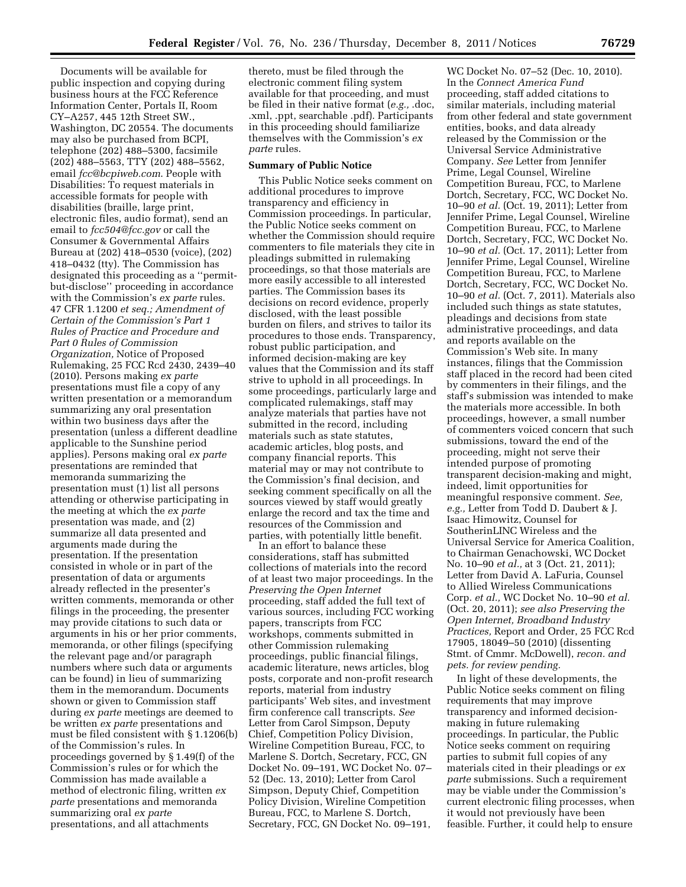Documents will be available for public inspection and copying during business hours at the FCC Reference Information Center, Portals II, Room CY–A257, 445 12th Street SW., Washington, DC 20554. The documents may also be purchased from BCPI, telephone (202) 488–5300, facsimile (202) 488–5563, TTY (202) 488–5562, email *fcc@bcpiweb.com*. People with Disabilities: To request materials in accessible formats for people with disabilities (braille, large print, electronic files, audio format), send an email to *fcc504@fcc.gov* or call the Consumer & Governmental Affairs Bureau at (202) 418–0530 (voice), (202) 418–0432 (tty). The Commission has designated this proceeding as a ''permit-but-disclose'' proceeding in accordance with the Commission's *ex parte* rules. 47 CFR 1.1200 *et seq.; Amendment of Certain of the Commission's Part 1 Rules of Practice and Procedure and Part 0 Rules of Commission Organization,* Notice of Proposed Rulemaking, 25 FCC Rcd 2430, 2439–40 (2010). Persons making *ex parte* presentations must file a copy of any written presentation or a memorandum summarizing any oral presentation within two business days after the presentation (unless a different deadline applicable to the Sunshine period applies). Persons making oral *ex parte* presentations are reminded that memoranda summarizing the presentation must (1) list all persons attending or otherwise participating in the meeting at which the *ex parte* presentation was made, and (2) summarize all data presented and arguments made during the presentation. If the presentation consisted in whole or in part of the presentation of data or arguments already reflected in the presenter's written comments, memoranda or other filings in the proceeding, the presenter may provide citations to such data or arguments in his or her prior comments, memoranda, or other filings (specifying the relevant page and/or paragraph numbers where such data or arguments can be found) in lieu of summarizing them in the memorandum. Documents shown or given to Commission staff during *ex parte* meetings are deemed to be written *ex parte* presentations and must be filed consistent with § 1.1206(b) of the Commission's rules. In proceedings governed by § 1.49(f) of the Commission's rules or for which the Commission has made available a method of electronic filing, written *ex parte* presentations and memoranda summarizing oral *ex parte* presentations, and all attachments thereto, must be filed through the electronic comment filing system available for that proceeding, and must be filed in their native format (*e.g.,* .doc, .xml, .ppt, searchable .pdf). Participants in this proceeding should familiarize themselves with the Commission's *ex parte* rules.

**Summary of Public Notice**

This Public Notice seeks comment on additional procedures to improve transparency and efficiency in Commission proceedings. In particular, the Public Notice seeks comment on whether the Commission should require commenters to file materials they cite in pleadings submitted in rulemaking proceedings, so that those materials are more easily accessible to all interested parties. The Commission bases its decisions on record evidence, properly disclosed, with the least possible burden on filers, and strives to tailor its procedures to those ends. Transparency, robust public participation, and informed decision-making are key values that the Commission and its staff strive to uphold in all proceedings. In some proceedings, particularly large and complicated rulemakings, staff may analyze materials that parties have not submitted in the record, including materials such as state statutes, academic articles, blog posts, and company financial reports. This material may or may not contribute to the Commission's final decision, and seeking comment specifically on all the sources viewed by staff would greatly enlarge the record and tax the time and resources of the Commission and parties, with potentially little benefit.

In an effort to balance these considerations, staff has submitted collections of materials into the record of at least two major proceedings. In the *Preserving the Open Internet* proceeding, staff added the full text of various sources, including FCC working papers, transcripts from FCC workshops, comments submitted in other Commission rulemaking proceedings, public financial filings, academic literature, news articles, blog posts, corporate and non-profit research reports, material from industry participants' Web sites, and investment firm conference call transcripts. *See* Letter from Carol Simpson, Deputy Chief, Competition Policy Division, Wireline Competition Bureau, FCC, to Marlene S. Dortch, Secretary, FCC, GN Docket No. 09–191, WC Docket No. 07–52 (Dec. 13, 2010); Letter from Carol Simpson, Deputy Chief, Competition Policy Division, Wireline Competition Bureau, FCC, to Marlene S. Dortch, Secretary, FCC, GN Docket No. 09–191, WC Docket No. 07–52 (Dec. 10, 2010). In the *Connect America Fund* proceeding, staff added citations to similar materials, including material from other federal and state government entities, books, and data already released by the Commission or the Universal Service Administrative Company. *See* Letter from Jennifer Prime, Legal Counsel, Wireline Competition Bureau, FCC, to Marlene Dortch, Secretary, FCC, WC Docket No. 10–90 *et al.* (Oct. 19, 2011); Letter from Jennifer Prime, Legal Counsel, Wireline Competition Bureau, FCC, to Marlene Dortch, Secretary, FCC, WC Docket No. 10–90 *et al.* (Oct. 17, 2011); Letter from Jennifer Prime, Legal Counsel, Wireline Competition Bureau, FCC, to Marlene Dortch, Secretary, FCC, WC Docket No. 10–90 *et al.* (Oct. 7, 2011). Materials also included such things as state statutes, pleadings and decisions from state administrative proceedings, and data and reports available on the Commission's Web site. In many instances, filings that the Commission staff placed in the record had been cited by commenters in their filings, and the staff's submission was intended to make the materials more accessible. In both proceedings, however, a small number of commenters voiced concern that such submissions, toward the end of the proceeding, might not serve their intended purpose of promoting transparent decision-making and might, indeed, limit opportunities for meaningful responsive comment. *See, e.g.,* Letter from Todd D. Daubert & J. Isaac Himowitz, Counsel for SoutherinLINC Wireless and the Universal Service for America Coalition, to Chairman Genachowski, WC Docket No. 10–90 *et al.,* at 3 (Oct. 21, 2011); Letter from David A. LaFuria, Counsel to Allied Wireless Communications Corp. *et al.,* WC Docket No. 10–90 *et al.* (Oct. 20, 2011); *see also Preserving the Open Internet, Broadband Industry Practices,* Report and Order, 25 FCC Rcd 17905, 18049–50 (2010) (dissenting Stmt. of Cmmr. McDowell), *recon. and pets. for review pending.*

In light of these developments, the Public Notice seeks comment on filing requirements that may improve transparency and informed decision-making in future rulemaking proceedings. In particular, the Public Notice seeks comment on requiring parties to submit full copies of any materials cited in their pleadings or *ex parte* submissions. Such a requirement may be viable under the Commission's current electronic filing processes, when it would not previously have been feasible. Further, it could help to ensure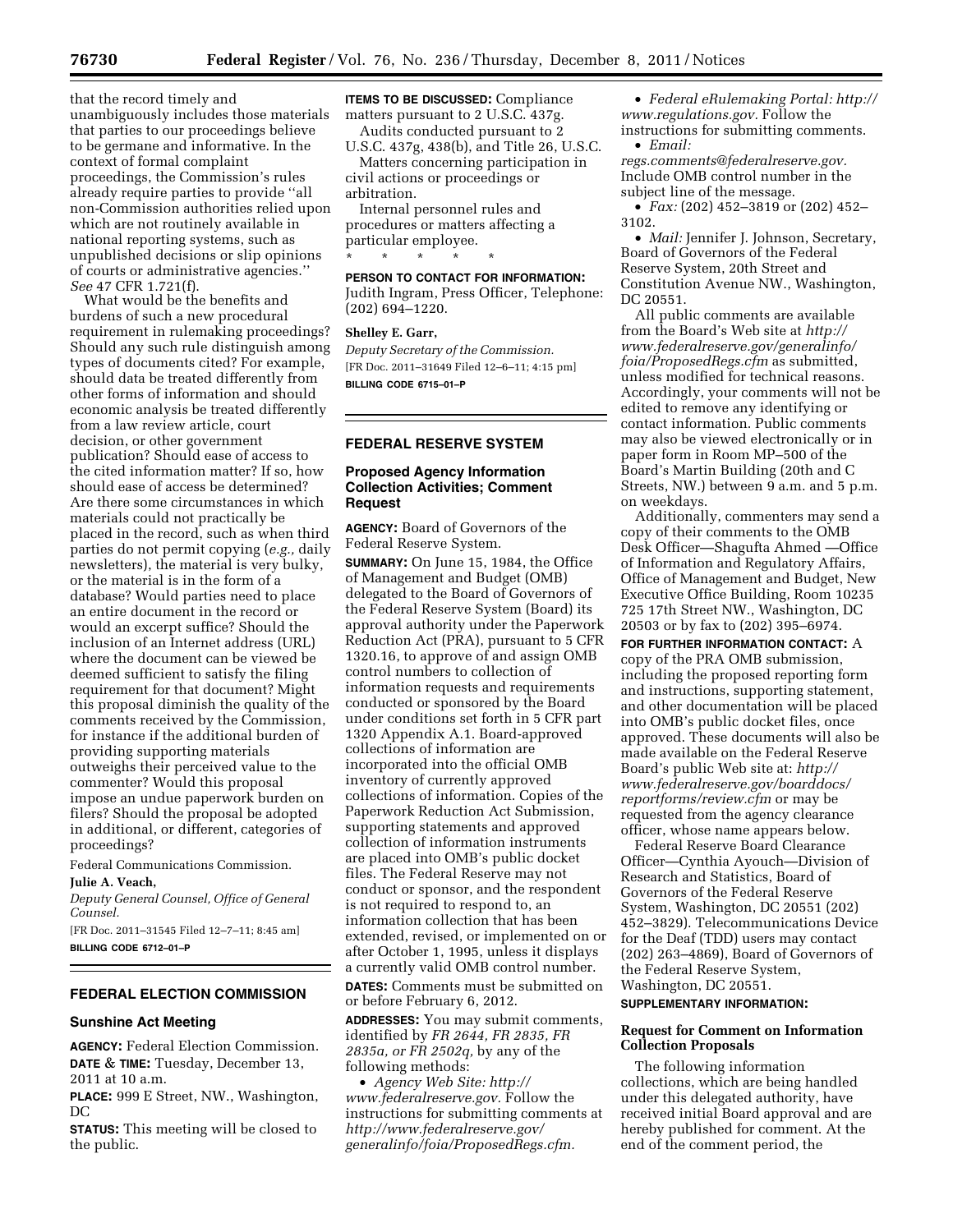that the record timely and unambiguously includes those materials that parties to our proceedings believe to be germane and informative. In the context of formal complaint proceedings, the Commission's rules already require parties to provide ''all non-Commission authorities relied upon which are not routinely available in national reporting systems, such as unpublished decisions or slip opinions of courts or administrative agencies.'' *See* 47 CFR 1.721(f).

What would be the benefits and burdens of such a new procedural requirement in rulemaking proceedings? Should any such rule distinguish among types of documents cited? For example, should data be treated differently from other forms of information and should economic analysis be treated differently from a law review article, court decision, or other government publication? Should ease of access to the cited information matter? If so, how should ease of access be determined? Are there some circumstances in which materials could not practically be placed in the record, such as when third parties do not permit copying (*e.g.,* daily newsletters), the material is very bulky, or the material is in the form of a database? Would parties need to place an entire document in the record or would an excerpt suffice? Should the inclusion of an Internet address (URL) where the document can be viewed be deemed sufficient to satisfy the filing requirement for that document? Might this proposal diminish the quality of the comments received by the Commission, for instance if the additional burden of providing supporting materials outweighs their perceived value to the commenter? Would this proposal impose an undue paperwork burden on filers? Should the proposal be adopted in additional, or different, categories of proceedings?

Federal Communications Commission.

**Julie A. Veach,**

*Deputy General Counsel, Office of General Counsel.*

[FR Doc. 2011–31545 Filed 12–7–11; 8:45 am]

**BILLING CODE 6712–01–P**

## FEDERAL ELECTION COMMISSION

### Sunshine Act Meeting

**AGENCY:** Federal Election Commission.

**DATE & TIME:** Tuesday, December 13, 2011 at 10 a.m.

**PLACE:** 999 E Street, NW., Washington, DC

**STATUS:** This meeting will be closed to the public.

**ITEMS TO BE DISCUSSED:** Compliance matters pursuant to 2 U.S.C. 437g.

Audits conducted pursuant to 2 U.S.C. 437g, 438(b), and Title 26, U.S.C.

Matters concerning participation in civil actions or proceedings or arbitration.

Internal personnel rules and procedures or matters affecting a particular employee.

\* \* \* \* \*

**PERSON TO CONTACT FOR INFORMATION:** Judith Ingram, Press Officer, Telephone: (202) 694–1220.

**Shelley E. Garr,**

*Deputy Secretary of the Commission.*

[FR Doc. 2011–31649 Filed 12–6–11; 4:15 pm]

**BILLING CODE 6715–01–P**

## FEDERAL RESERVE SYSTEM

### Proposed Agency Information Collection Activities; Comment Request

**AGENCY:** Board of Governors of the Federal Reserve System.

**SUMMARY:** On June 15, 1984, the Office of Management and Budget (OMB) delegated to the Board of Governors of the Federal Reserve System (Board) its approval authority under the Paperwork Reduction Act (PRA), pursuant to 5 CFR 1320.16, to approve of and assign OMB control numbers to collection of information requests and requirements conducted or sponsored by the Board under conditions set forth in 5 CFR part 1320 Appendix A.1. Board-approved collections of information are incorporated into the official OMB inventory of currently approved collections of information. Copies of the Paperwork Reduction Act Submission, supporting statements and approved collection of information instruments are placed into OMB's public docket files. The Federal Reserve may not conduct or sponsor, and the respondent is not required to respond to, an information collection that has been extended, revised, or implemented on or after October 1, 1995, unless it displays a currently valid OMB control number.

**DATES:** Comments must be submitted on or before February 6, 2012.

**ADDRESSES:** You may submit comments, identified by *FR 2644, FR 2835, FR 2835a, or FR 2502q,* by any of the following methods:

- *Agency Web Site: http://www.federalreserve.gov.* Follow the instructions for submitting comments at *http://www.federalreserve.gov/generalinfo/foia/ProposedRegs.cfm.*
- *Federal eRulemaking Portal: http://www.regulations.gov.* Follow the instructions for submitting comments.
- *Email: regs.comments@federalreserve.gov.* Include OMB control number in the subject line of the message.
- *Fax:* (202) 452–3819 or (202) 452–3102.
- *Mail:* Jennifer J. Johnson, Secretary, Board of Governors of the Federal Reserve System, 20th Street and Constitution Avenue NW., Washington, DC 20551.

All public comments are available from the Board's Web site at *http://www.federalreserve.gov/generalinfo/foia/ProposedRegs.cfm* as submitted, unless modified for technical reasons. Accordingly, your comments will not be edited to remove any identifying or contact information. Public comments may also be viewed electronically or in paper form in Room MP–500 of the Board's Martin Building (20th and C Streets, NW.) between 9 a.m. and 5 p.m. on weekdays.

Additionally, commenters may send a copy of their comments to the OMB Desk Officer—Shagufta Ahmed —Office of Information and Regulatory Affairs, Office of Management and Budget, New Executive Office Building, Room 10235 725 17th Street NW., Washington, DC 20503 or by fax to (202) 395–6974.

**FOR FURTHER INFORMATION CONTACT:** A copy of the PRA OMB submission, including the proposed reporting form and instructions, supporting statement, and other documentation will be placed into OMB's public docket files, once approved. These documents will also be made available on the Federal Reserve Board's public Web site at: *http://www.federalreserve.gov/boarddocs/reportforms/review.cfm* or may be requested from the agency clearance officer, whose name appears below.

Federal Reserve Board Clearance Officer—Cynthia Ayouch—Division of Research and Statistics, Board of Governors of the Federal Reserve System, Washington, DC 20551 (202) 452–3829). Telecommunications Device for the Deaf (TDD) users may contact (202) 263–4869), Board of Governors of the Federal Reserve System, Washington, DC 20551.

**SUPPLEMENTARY INFORMATION:**

### Request for Comment on Information Collection Proposals

The following information collections, which are being handled under this delegated authority, have received initial Board approval and are hereby published for comment. At the end of the comment period, the